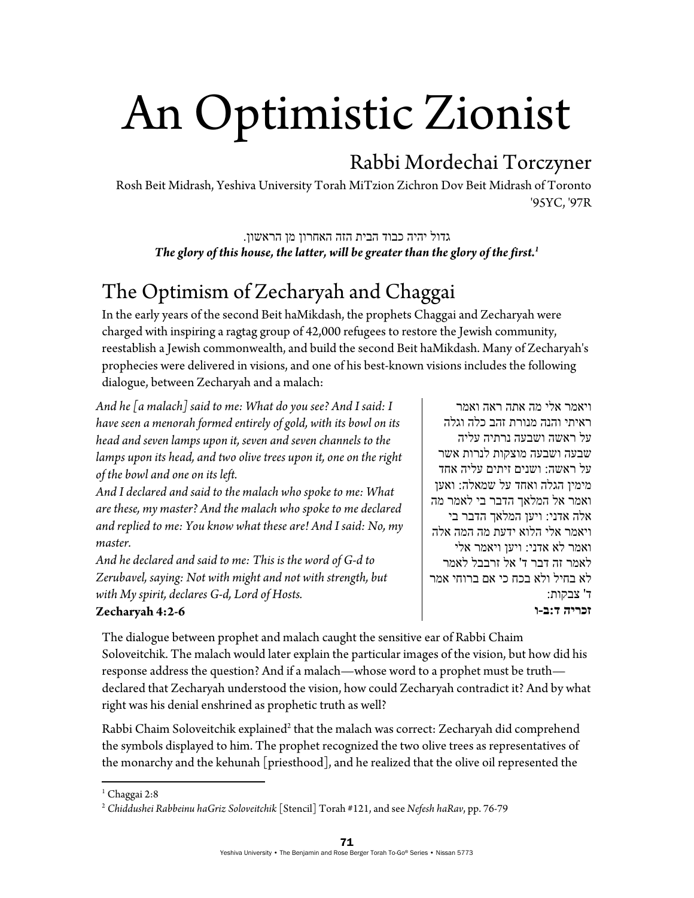# An Optimistic Zionist

## Rabbi Mordechai Torczyner

Rosh Beit Midrash, Yeshiva University Torah MiTzion Zichron Dov Beit Midrash of Toronto
'95YC, '97R

גדול יהיה כבוד הבית הזה האחרון מן הראשון.

***The glory of this house, the latter, will be greater than the glory of the first.*[1]**

## The Optimism of Zecharyah and Chaggai

In the early years of the second Beit haMikdash, the prophets Chaggai and Zecharyah were charged with inspiring a ragtag group of 42,000 refugees to restore the Jewish community, reestablish a Jewish commonwealth, and build the second Beit haMikdash. Many of Zecharyah's prophecies were delivered in visions, and one of his best-known visions includes the following dialogue, between Zecharyah and a malach:

*And he [a malach] said to me: What do you see? And I said: I have seen a menorah formed entirely of gold, with its bowl on its head and seven lamps upon it, seven and seven channels to the lamps upon its head, and two olive trees upon it, one on the right of the bowl and one on its left.*
*And I declared and said to the malach who spoke to me: What are these, my master? And the malach who spoke to me declared and replied to me: You know what these are! And I said: No, my master.*
*And he declared and said to me: This is the word of G-d to Zerubavel, saying: Not with might and not with strength, but with My spirit, declares G-d, Lord of Hosts.*
**Zecharyah 4:2-6**

ויאמר אלי מה אתה ראה ואמר ראיתי והנה מנורת זהב כלה וגלה על ראשה ושבעה נרתיה עליה שבעה ושבעה מוצקות לנרות אשר על ראשה: ושנים זיתים עליה אחד מימין הגלה ואחד על שמאלה: ואען ואמר אל המלאך הדבר בי לאמר מה אלה אדני: ויען המלאך הדבר בי ויאמר אלי הלוא ידעת מה המה אלה ואמר לא אדני: ויען ויאמר אלי לאמר זה דבר ד' אל זרבבל לאמר לא בחיל ולא בכח כי אם ברוחי אמר ד' צבקות:
**זכריה ד:ב-ו**

The dialogue between prophet and malach caught the sensitive ear of Rabbi Chaim Soloveitchik. The malach would later explain the particular images of the vision, but how did his response address the question? And if a malach—whose word to a prophet must be truth—declared that Zecharyah understood the vision, how could Zecharyah contradict it? And by what right was his denial enshrined as prophetic truth as well?

Rabbi Chaim Soloveitchik explained[2] that the malach was correct: Zecharyah did comprehend the symbols displayed to him. The prophet recognized the two olive trees as representatives of the monarchy and the kehunah [priesthood], and he realized that the olive oil represented the

---

[1] Chaggai 2:8

[2] *Chiddushei Rabbeinu haGriz Soloveitchik* [Stencil] Torah #121, and see *Nefesh haRav*, pp. 76-79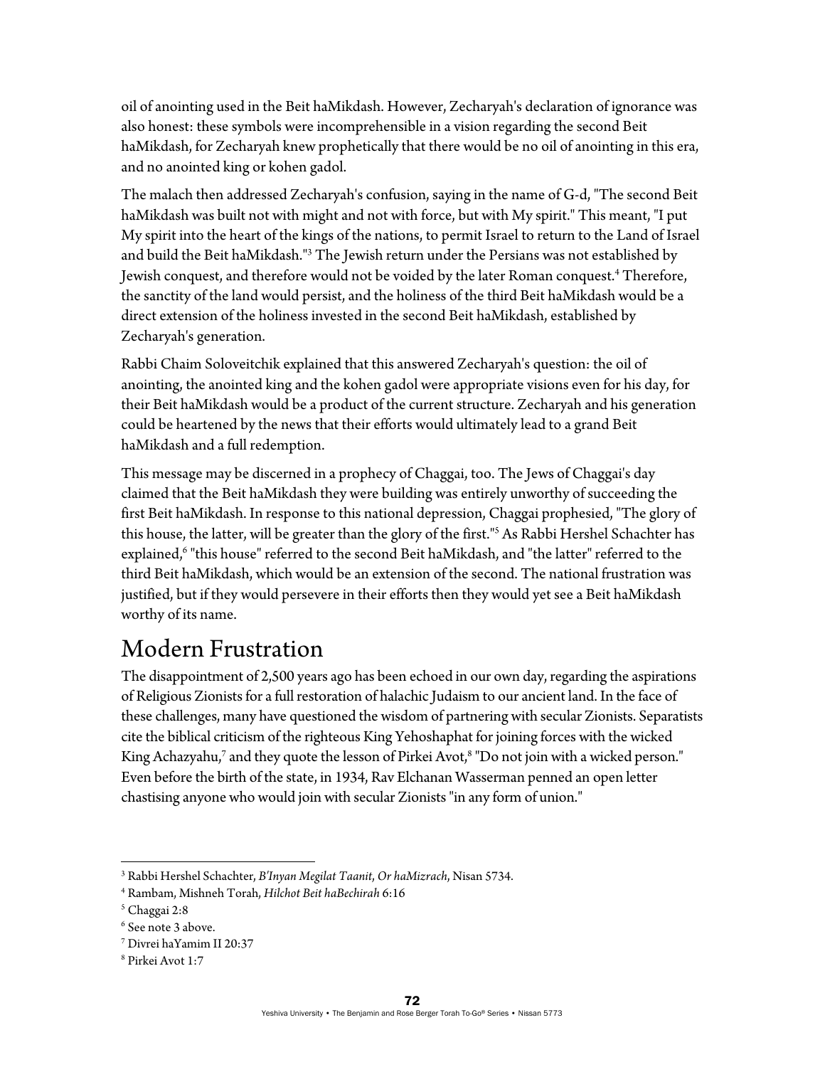oil of anointing used in the Beit haMikdash. However, Zecharyah's declaration of ignorance was also honest: these symbols were incomprehensible in a vision regarding the second Beit haMikdash, for Zecharyah knew prophetically that there would be no oil of anointing in this era, and no anointed king or kohen gadol.

The malach then addressed Zecharyah's confusion, saying in the name of G-d, "The second Beit haMikdash was built not with might and not with force, but with My spirit." This meant, "I put My spirit into the heart of the kings of the nations, to permit Israel to return to the Land of Israel and build the Beit haMikdash."[3] The Jewish return under the Persians was not established by Jewish conquest, and therefore would not be voided by the later Roman conquest.[4] Therefore, the sanctity of the land would persist, and the holiness of the third Beit haMikdash would be a direct extension of the holiness invested in the second Beit haMikdash, established by Zecharyah's generation.

Rabbi Chaim Soloveitchik explained that this answered Zecharyah's question: the oil of anointing, the anointed king and the kohen gadol were appropriate visions even for his day, for their Beit haMikdash would be a product of the current structure. Zecharyah and his generation could be heartened by the news that their efforts would ultimately lead to a grand Beit haMikdash and a full redemption.

This message may be discerned in a prophecy of Chaggai, too. The Jews of Chaggai's day claimed that the Beit haMikdash they were building was entirely unworthy of succeeding the first Beit haMikdash. In response to this national depression, Chaggai prophesied, "The glory of this house, the latter, will be greater than the glory of the first."[5] As Rabbi Hershel Schachter has explained,[6] "this house" referred to the second Beit haMikdash, and "the latter" referred to the third Beit haMikdash, which would be an extension of the second. The national frustration was justified, but if they would persevere in their efforts then they would yet see a Beit haMikdash worthy of its name.

## Modern Frustration

The disappointment of 2,500 years ago has been echoed in our own day, regarding the aspirations of Religious Zionists for a full restoration of halachic Judaism to our ancient land. In the face of these challenges, many have questioned the wisdom of partnering with secular Zionists. Separatists cite the biblical criticism of the righteous King Yehoshaphat for joining forces with the wicked King Achazyahu,[7] and they quote the lesson of Pirkei Avot,[8] "Do not join with a wicked person." Even before the birth of the state, in 1934, Rav Elchanan Wasserman penned an open letter chastising anyone who would join with secular Zionists "in any form of union."

---

[3] Rabbi Hershel Schachter, *B'Inyan Megilat Taanit*, *Or haMizrach*, Nisan 5734.

[4] Rambam, Mishneh Torah, *Hilchot Beit haBechirah* 6:16

[5] Chaggai 2:8

[6] See note 3 above.

[7] Divrei haYamim II 20:37

[8] Pirkei Avot 1:7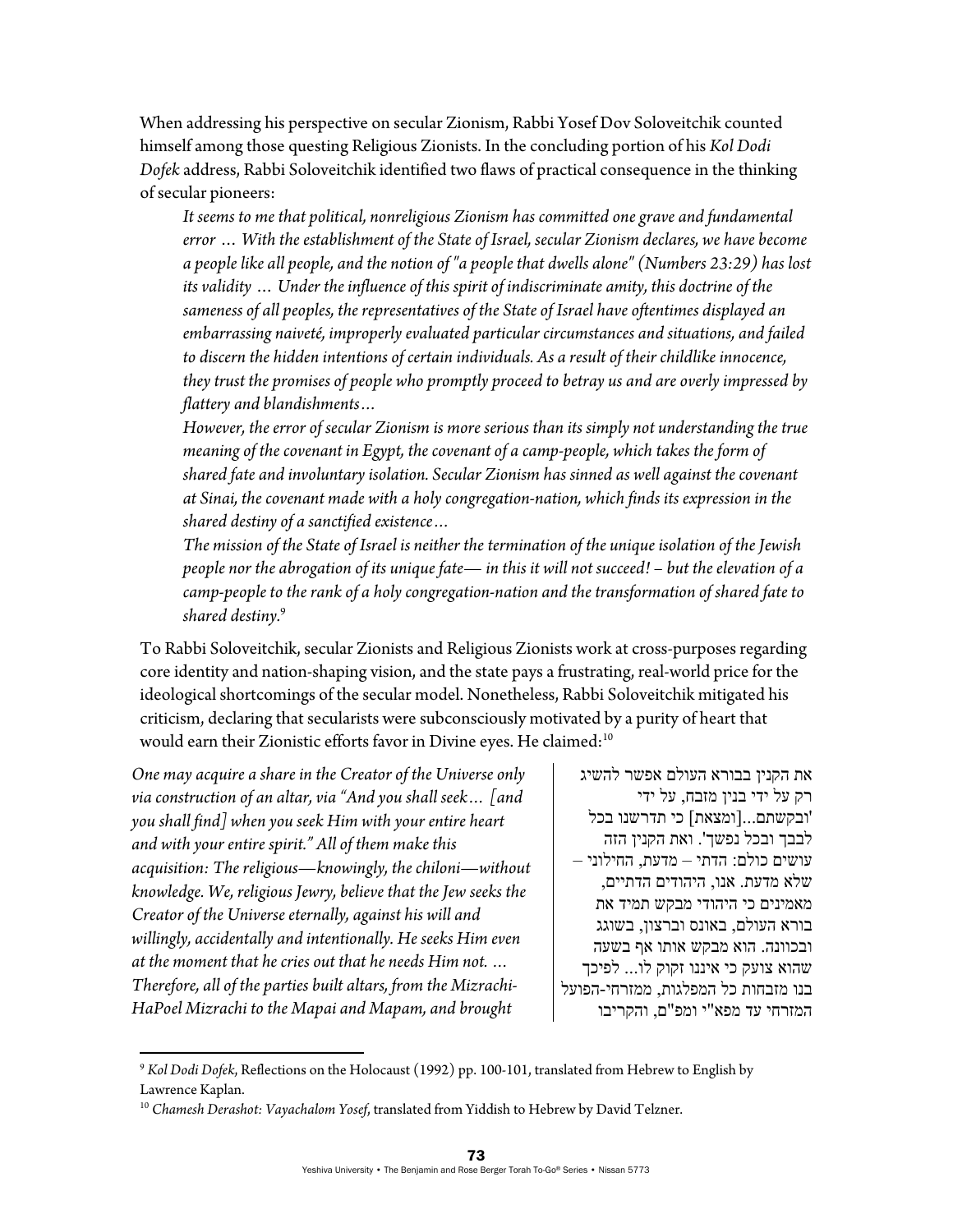When addressing his perspective on secular Zionism, Rabbi Yosef Dov Soloveitchik counted himself among those questing Religious Zionists. In the concluding portion of his *Kol Dodi Dofek* address, Rabbi Soloveitchik identified two flaws of practical consequence in the thinking of secular pioneers:

> *It seems to me that political, nonreligious Zionism has committed one grave and fundamental error … With the establishment of the State of Israel, secular Zionism declares, we have become a people like all people, and the notion of "a people that dwells alone" (Numbers 23:29) has lost its validity … Under the influence of this spirit of indiscriminate amity, this doctrine of the sameness of all peoples, the representatives of the State of Israel have oftentimes displayed an embarrassing naiveté, improperly evaluated particular circumstances and situations, and failed to discern the hidden intentions of certain individuals. As a result of their childlike innocence, they trust the promises of people who promptly proceed to betray us and are overly impressed by flattery and blandishments…*
>
> *However, the error of secular Zionism is more serious than its simply not understanding the true meaning of the covenant in Egypt, the covenant of a camp-people, which takes the form of shared fate and involuntary isolation. Secular Zionism has sinned as well against the covenant at Sinai, the covenant made with a holy congregation-nation, which finds its expression in the shared destiny of a sanctified existence…*
>
> *The mission of the State of Israel is neither the termination of the unique isolation of the Jewish people nor the abrogation of its unique fate— in this it will not succeed! – but the elevation of a camp-people to the rank of a holy congregation-nation and the transformation of shared fate to shared destiny.*[9]

To Rabbi Soloveitchik, secular Zionists and Religious Zionists work at cross-purposes regarding core identity and nation-shaping vision, and the state pays a frustrating, real-world price for the ideological shortcomings of the secular model. Nonetheless, Rabbi Soloveitchik mitigated his criticism, declaring that secularists were subconsciously motivated by a purity of heart that would earn their Zionistic efforts favor in Divine eyes. He claimed:[10]

*One may acquire a share in the Creator of the Universe only via construction of an altar, via "And you shall seek… [and you shall find] when you seek Him with your entire heart and with your entire spirit." All of them make this acquisition: The religious—knowingly, the chiloni—without knowledge. We, religious Jewry, believe that the Jew seeks the Creator of the Universe eternally, against his will and willingly, accidentally and intentionally. He seeks Him even at the moment that he cries out that he needs Him not. … Therefore, all of the parties built altars, from the Mizrachi-HaPoel Mizrachi to the Mapai and Mapam, and brought*

את הקנין בבורא העולם אפשר להשיג רק על ידי בנין מזבח, על ידי 'ובקשתם...[ומצאת] כי תדרשנו בכל לבבך ובכל נפשך'. ואת הקנין הזה עושים כולם: הדתי – מדעת, החילוני – שלא מדעת. אנו, היהודים הדתיים, מאמינים כי היהודי מבקש תמיד את בורא העולם, באונס וברצון, בשוגג ובכוונה. הוא מבקש אותו אף בשעה שהוא צועק כי איננו זקוק לו... לפיכך בנו מזבחות כל המפלגות, ממזרחי-הפועל המזרחי עד מפא"י ומפ"ם, והקריבו

---

[9] *Kol Dodi Dofek*, Reflections on the Holocaust (1992) pp. 100-101, translated from Hebrew to English by Lawrence Kaplan.

[10] *Chamesh Derashot: Vayachalom Yosef*, translated from Yiddish to Hebrew by David Telzner.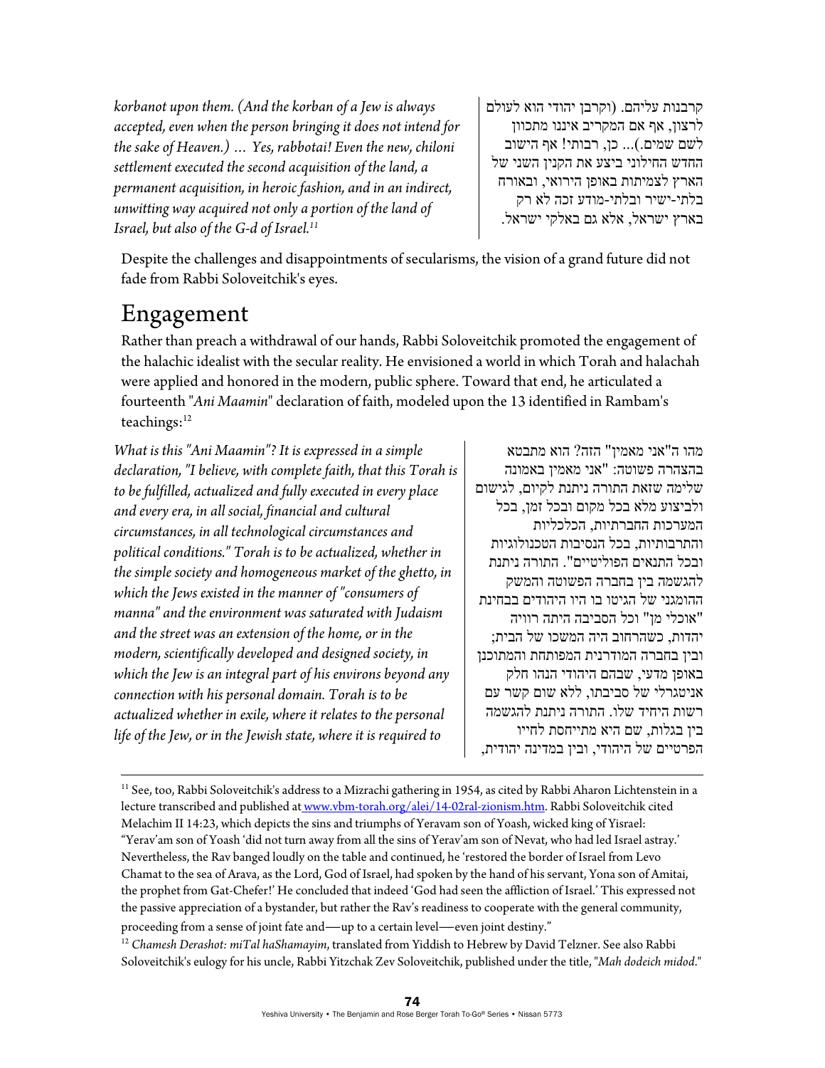*korbanot upon them. (And the korban of a Jew is always accepted, even when the person bringing it does not intend for the sake of Heaven.) … Yes, rabbotai! Even the new, chiloni settlement executed the second acquisition of the land, a permanent acquisition, in heroic fashion, and in an indirect, unwitting way acquired not only a portion of the land of Israel, but also of the G-d of Israel.*[11]

קרבנות עליהם. (וקרבן יהודי הוא לעולם לרצון, אף אם המקריב איננו מתכוון לשם שמים.)... כן, רבותי! אף הישוב החדש החילוני ביצע את הקנין השני של הארץ לצמיתות באופן הירואי, ובאורח בלתי-ישיר ובלתי-מודע זכה לא רק בארץ ישראל, אלא גם באלקי ישראל.

Despite the challenges and disappointments of secularisms, the vision of a grand future did not fade from Rabbi Soloveitchik's eyes.

## Engagement

Rather than preach a withdrawal of our hands, Rabbi Soloveitchik promoted the engagement of the halachic idealist with the secular reality. He envisioned a world in which Torah and halachah were applied and honored in the modern, public sphere. Toward that end, he articulated a fourteenth "*Ani Maamin*" declaration of faith, modeled upon the 13 identified in Rambam's teachings:[12]

*What is this "Ani Maamin"? It is expressed in a simple declaration, "I believe, with complete faith, that this Torah is to be fulfilled, actualized and fully executed in every place and every era, in all social, financial and cultural circumstances, in all technological circumstances and political conditions." Torah is to be actualized, whether in the simple society and homogeneous market of the ghetto, in which the Jews existed in the manner of "consumers of manna" and the environment was saturated with Judaism and the street was an extension of the home, or in the modern, scientifically developed and designed society, in which the Jew is an integral part of his environs beyond any connection with his personal domain. Torah is to be actualized whether in exile, where it relates to the personal life of the Jew, or in the Jewish state, where it is required to*

מהו ה"אני מאמין" הזה? הוא מתבטא בהצהרה פשוטה: "אני מאמין באמונה שלימה שזאת התורה ניתנת לקיום, לגישום ולביצוע מלא בכל מקום ובכל זמן, בכל המערכות החברתיות, הכלכליות והתרבותיות, בכל הנסיבות הטכנולוגיות ובכל התנאים הפוליטיים". התורה ניתנת להגשמה בין בחברה הפשוטה והמשק ההומגני של הגיטו בו היו היהודים בבחינת "אוכלי מן" וכל הסביבה היתה רוויה יהדות, כשהרחוב היה המשכו של הבית; ובין בחברה המודרנית המפותחת והמתוכנן באופן מדעי, שבהם היהודי הנהו חלק אינטגרלי של סביבתו, ללא שום קשר עם רשות היחיד שלו. התורה ניתנת להגשמה בין בגלות, שם היא מתייחסת לחייו הפרטיים של היהודי, ובין במדינה יהודית,

---

[11] See, too, Rabbi Soloveitchik's address to a Mizrachi gathering in 1954, as cited by Rabbi Aharon Lichtenstein in a lecture transcribed and published at www.vbm-torah.org/alei/14-02ral-zionism.htm. Rabbi Soloveitchik cited Melachim II 14:23, which depicts the sins and triumphs of Yeravam son of Yoash, wicked king of Yisrael: "Yerav'am son of Yoash 'did not turn away from all the sins of Yerav'am son of Nevat, who had led Israel astray.' Nevertheless, the Rav banged loudly on the table and continued, he 'restored the border of Israel from Levo Chamat to the sea of Arava, as the Lord, God of Israel, had spoken by the hand of his servant, Yona son of Amitai, the prophet from Gat-Chefer!' He concluded that indeed 'God had seen the affliction of Israel.' This expressed not the passive appreciation of a bystander, but rather the Rav's readiness to cooperate with the general community, proceeding from a sense of joint fate and—up to a certain level—even joint destiny."

[12] *Chamesh Derashot: miTal haShamayim*, translated from Yiddish to Hebrew by David Telzner. See also Rabbi Soloveitchik's eulogy for his uncle, Rabbi Yitzchak Zev Soloveitchik, published under the title, "*Mah dodeich midod*."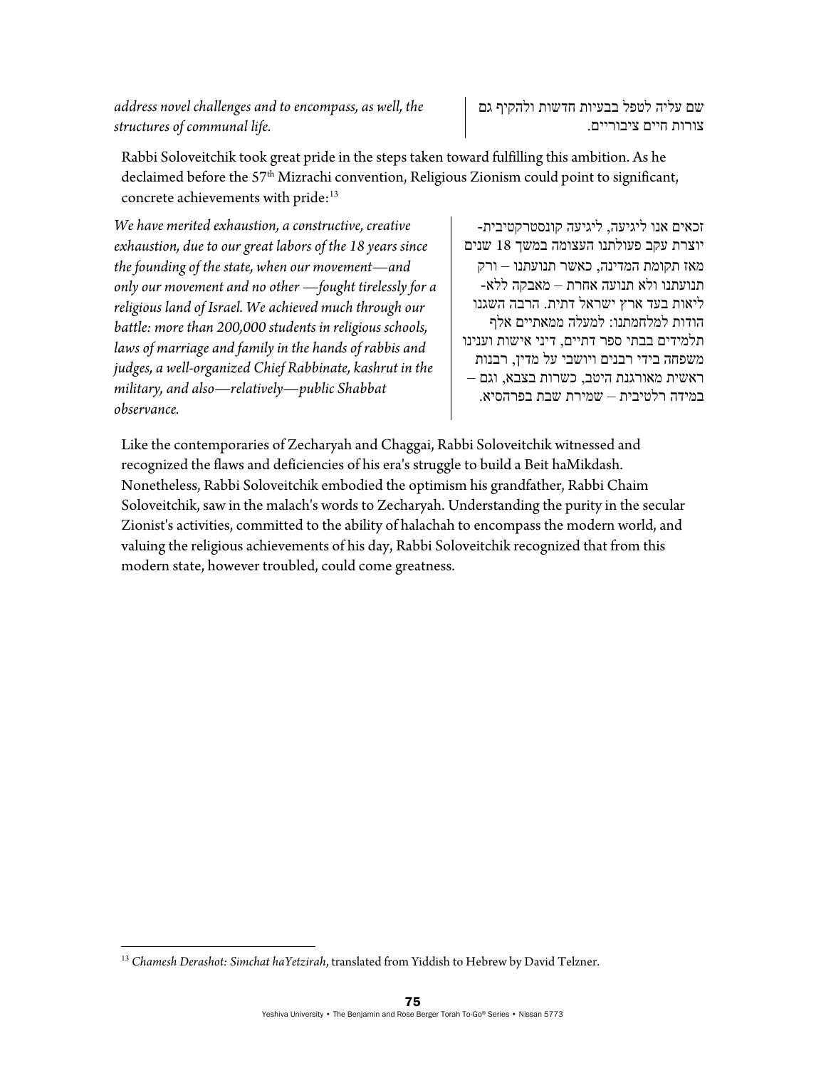*address novel challenges and to encompass, as well, the structures of communal life.*

שם עליה לטפל בבעיות חדשות ולהקיף גם צורות חיים ציבוריים.

Rabbi Soloveitchik took great pride in the steps taken toward fulfilling this ambition. As he declaimed before the 57th Mizrachi convention, Religious Zionism could point to significant, concrete achievements with pride:[13]

*We have merited exhaustion, a constructive, creative exhaustion, due to our great labors of the 18 years since the founding of the state, when our movement—and only our movement and no other —fought tirelessly for a religious land of Israel. We achieved much through our battle: more than 200,000 students in religious schools, laws of marriage and family in the hands of rabbis and judges, a well-organized Chief Rabbinate, kashrut in the military, and also—relatively—public Shabbat observance.*

זכאים אנו ליגיעה, ליגיעה קונסטרקטיבית-יוצרת עקב פעולתנו העצומה במשך 18 שנים מאז תקומת המדינה, כאשר תנועתנו – ורק תנועתנו ולא תנועה אחרת – מאבקה ללא-ליאות בעד ארץ ישראל דתית. הרבה השגנו הודות למלחמתנו: למעלה ממאתיים אלף תלמידים בבתי ספר דתיים, דיני אישות וענינו משפחה בידי רבנים ויושבי על מדין, רבנות ראשית מאורגנת היטב, כשרות בצבא, וגם – במידה רלטיבית – שמירת שבת בפרהסיא.

Like the contemporaries of Zecharyah and Chaggai, Rabbi Soloveitchik witnessed and recognized the flaws and deficiencies of his era's struggle to build a Beit haMikdash. Nonetheless, Rabbi Soloveitchik embodied the optimism his grandfather, Rabbi Chaim Soloveitchik, saw in the malach's words to Zecharyah. Understanding the purity in the secular Zionist's activities, committed to the ability of halachah to encompass the modern world, and valuing the religious achievements of his day, Rabbi Soloveitchik recognized that from this modern state, however troubled, could come greatness.

---

[13] *Chamesh Derashot: Simchat haYetzirah*, translated from Yiddish to Hebrew by David Telzner.